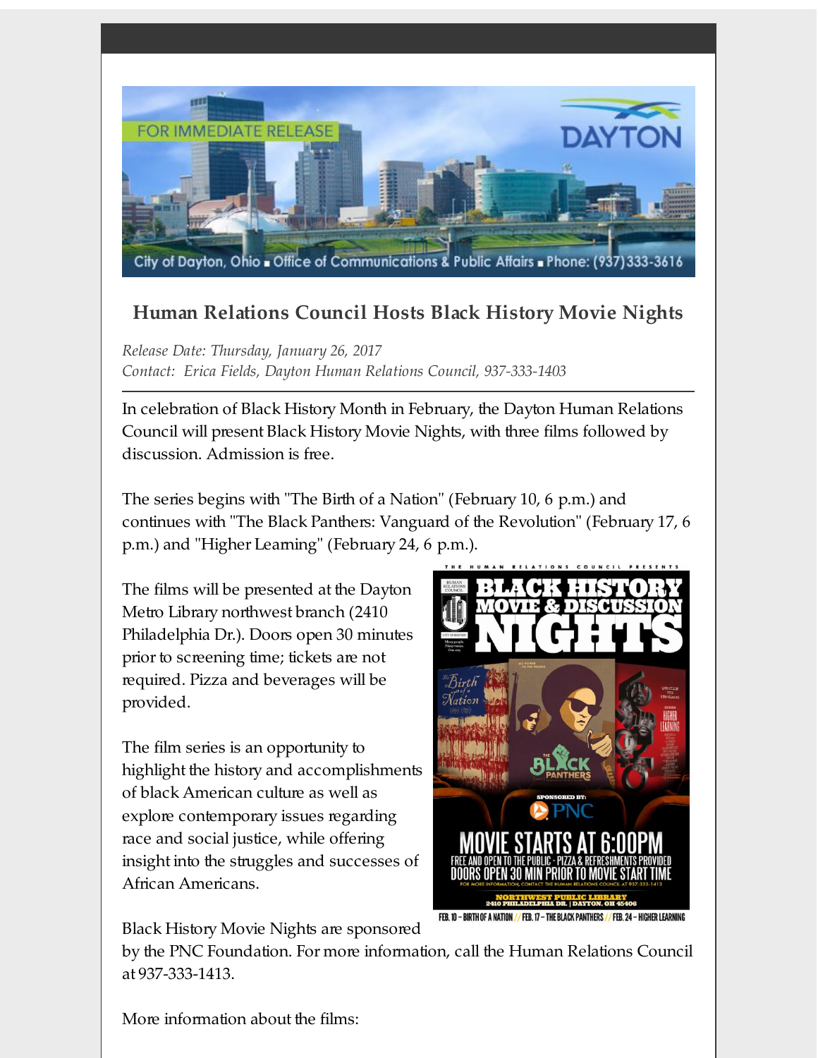FOR IMMEDIATE RELEASE

DAYTON

City of Dayton, Ohio ▪ Office of Communications & Public Affairs ▪ Phone: (937)333-3616

## Human Relations Council Hosts Black History Movie Nights

*Release Date: Thursday, January 26, 2017*
*Contact: Erica Fields, Dayton Human Relations Council, 937-333-1403*

---

In celebration of Black History Month in February, the Dayton Human Relations Council will present Black History Movie Nights, with three films followed by discussion. Admission is free.

The series begins with "The Birth of a Nation" (February 10, 6 p.m.) and continues with "The Black Panthers: Vanguard of the Revolution" (February 17, 6 p.m.) and "Higher Learning" (February 24, 6 p.m.).

The films will be presented at the Dayton Metro Library northwest branch (2410 Philadelphia Dr.). Doors open 30 minutes prior to screening time; tickets are not required. Pizza and beverages will be provided.

The film series is an opportunity to highlight the history and accomplishments of black American culture as well as explore contemporary issues regarding race and social justice, while offering insight into the struggles and successes of African Americans.

Black History Movie Nights are sponsored by the PNC Foundation. For more information, call the Human Relations Council at 937-333-1413.

More information about the films: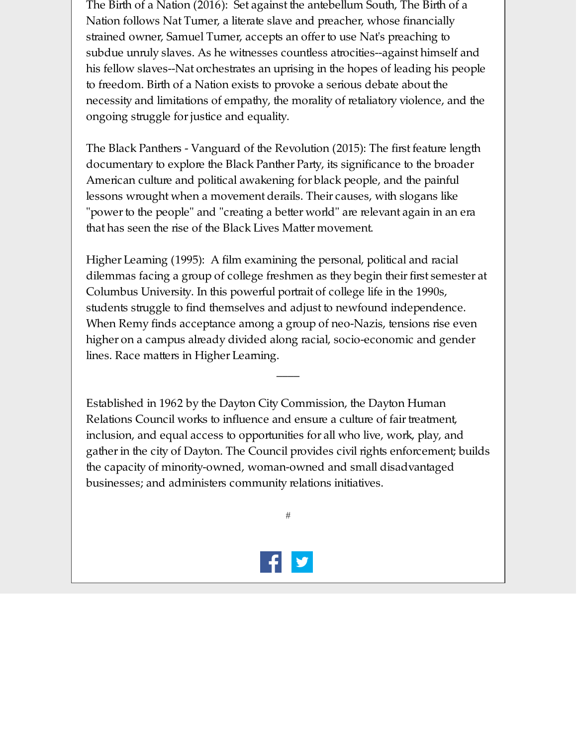The Birth of a Nation (2016): Set against the antebellum South, The Birth of a Nation follows Nat Turner, a literate slave and preacher, whose financially strained owner, Samuel Turner, accepts an offer to use Nat's preaching to subdue unruly slaves. As he witnesses countless atrocities--against himself and his fellow slaves--Nat orchestrates an uprising in the hopes of leading his people to freedom. Birth of a Nation exists to provoke a serious debate about the necessity and limitations of empathy, the morality of retaliatory violence, and the ongoing struggle for justice and equality.

The Black Panthers - Vanguard of the Revolution (2015): The first feature length documentary to explore the Black Panther Party, its significance to the broader American culture and political awakening for black people, and the painful lessons wrought when a movement derails. Their causes, with slogans like "power to the people" and "creating a better world" are relevant again in an era that has seen the rise of the Black Lives Matter movement.

Higher Learning (1995): A film examining the personal, political and racial dilemmas facing a group of college freshmen as they begin their first semester at Columbus University. In this powerful portrait of college life in the 1990s, students struggle to find themselves and adjust to newfound independence. When Remy finds acceptance among a group of neo-Nazis, tensions rise even higher on a campus already divided along racial, socio-economic and gender lines. Race matters in Higher Learning.

---

Established in 1962 by the Dayton City Commission, the Dayton Human Relations Council works to influence and ensure a culture of fair treatment, inclusion, and equal access to opportunities for all who live, work, play, and gather in the city of Dayton. The Council provides civil rights enforcement; builds the capacity of minority-owned, woman-owned and small disadvantaged businesses; and administers community relations initiatives.

#